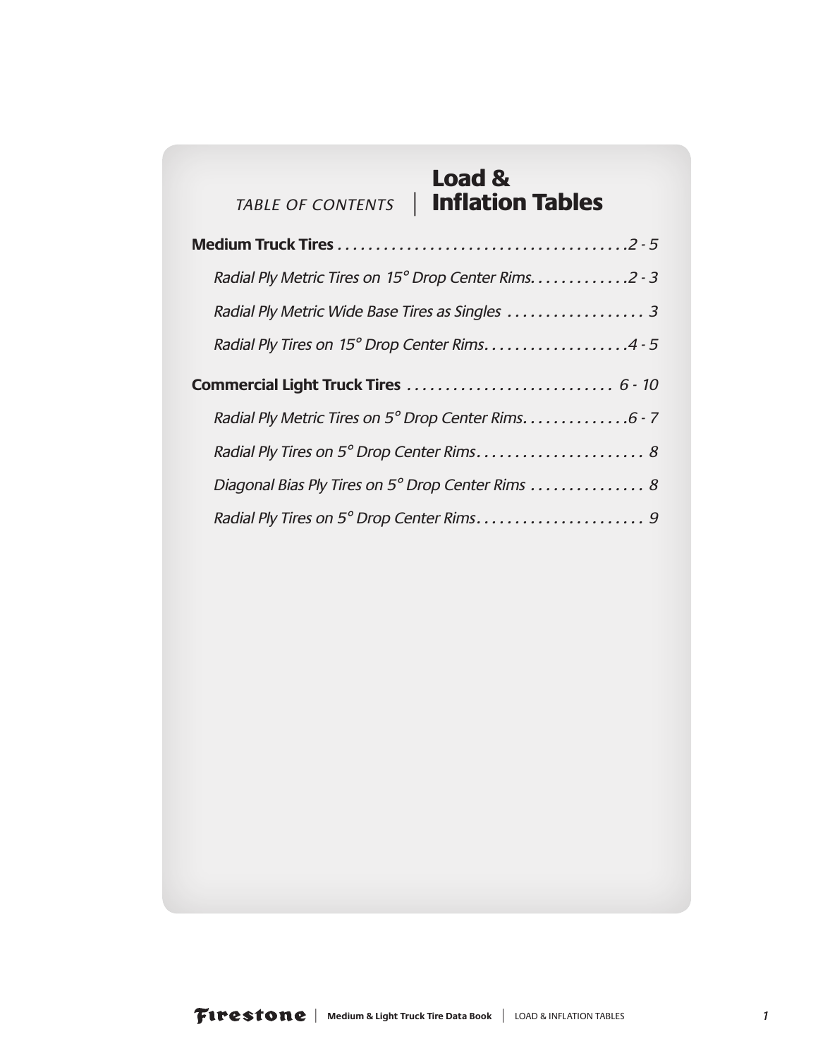# TABLE OF CONTENTS | Load & Inflation Tables

**Medium Truck Tires** .......................................2 - 5

*Radial Ply Metric Tires on 15° Drop Center Rims.............2 - 3*

*Radial Ply Metric Wide Base Tires as Singles .................. 3*

*Radial Ply Tires on 15° Drop Center Rims...................4 - 5*

**Commercial Light Truck Tires** ........................... 6 - 10

*Radial Ply Metric Tires on 5° Drop Center Rims..............6 - 7*

*Radial Ply Tires on 5° Drop Center Rims...................... 8*

*Diagonal Bias Ply Tires on 5° Drop Center Rims ............... 8*

*Radial Ply Tires on 5° Drop Center Rims...................... 9*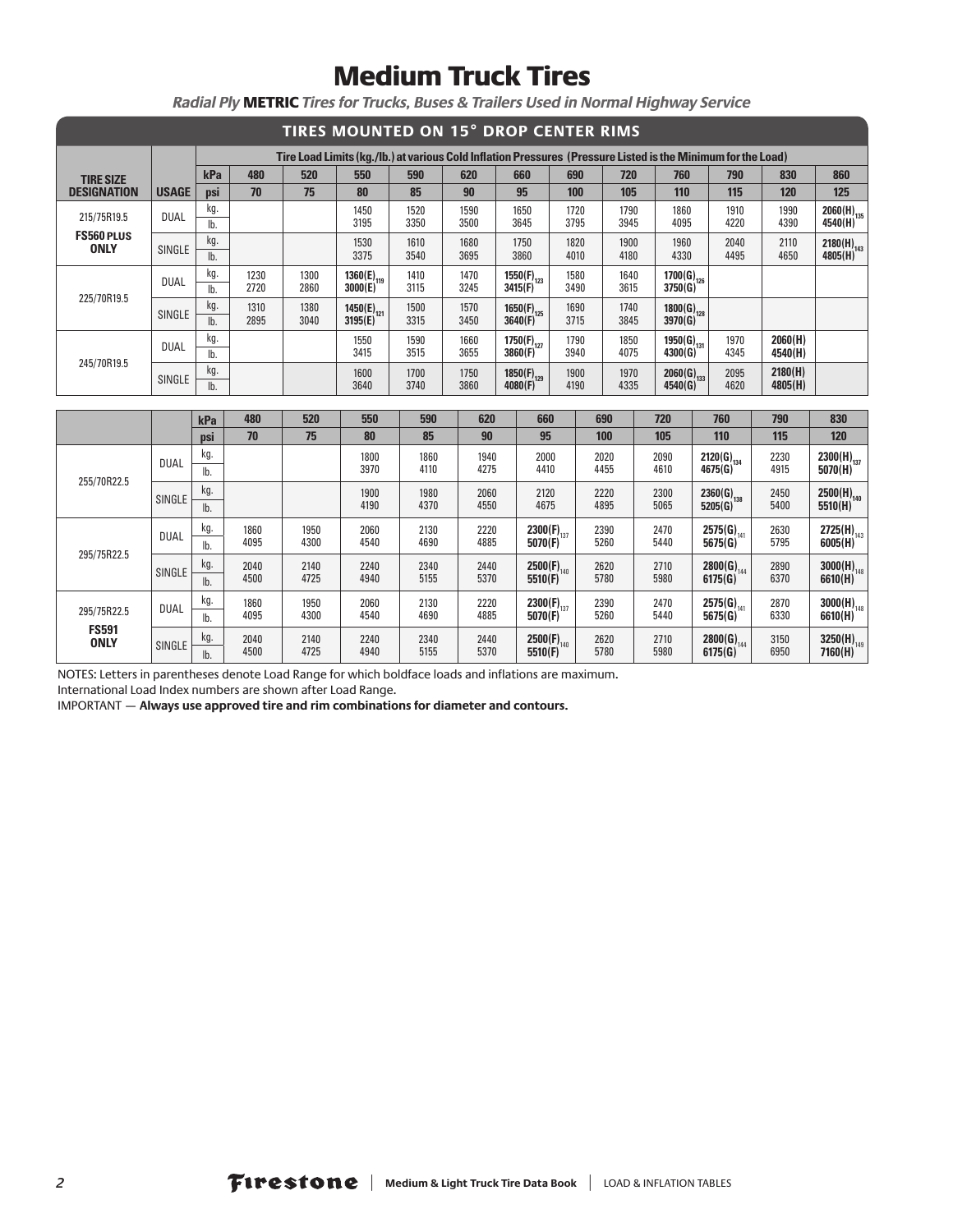# Medium Truck Tires

***Radial Ply* METRIC *Tires for Trucks, Buses & Trailers Used in Normal Highway Service***

## TIRES MOUNTED ON 15° DROP CENTER RIMS

| TIRE SIZE DESIGNATION | USAGE | | Tire Load Limits (kg./lb.) at various Cold Inflation Pressures (Pressure Listed is the Minimum for the Load) | | | | | | | | | | | |
|---|---|---|---|---|---|---|---|---|---|---|---|---|---|---|
| | | **kPa** | **480** | **520** | **550** | **590** | **620** | **660** | **690** | **720** | **760** | **790** | **830** | **860** |
| | | **psi** | **70** | **75** | **80** | **85** | **90** | **95** | **100** | **105** | **110** | **115** | **120** | **125** |
| 215/75R19.5 **FS560 PLUS ONLY** | DUAL | kg. | | | 1450 | 1520 | 1590 | 1650 | 1720 | 1790 | 1860 | 1910 | 1990 | **2060(H)** 135 |
| | | lb. | | | 3195 | 3350 | 3500 | 3645 | 3795 | 3945 | 4095 | 4220 | 4390 | **4540(H)** |
| | SINGLE | kg. | | | 1530 | 1610 | 1680 | 1750 | 1820 | 1900 | 1960 | 2040 | 2110 | **2180(H)** 143 |
| | | lb. | | | 3375 | 3540 | 3695 | 3860 | 4010 | 4180 | 4330 | 4495 | 4650 | **4805(H)** |
| 225/70R19.5 | DUAL | kg. | 1230 | 1300 | **1360(E)** 119 | 1410 | 1470 | **1550(F)** 123 | 1580 | 1640 | **1700(G)** 126 | | | |
| | | lb. | 2720 | 2860 | **3000(E)** | 3115 | 3245 | **3415(F)** | 3490 | 3615 | **3750(G)** | | | |
| | SINGLE | kg. | 1310 | 1380 | **1450(E)** 121 | 1500 | 1570 | **1650(F)** 125 | 1690 | 1740 | **1800(G)** 128 | | | |
| | | lb. | 2895 | 3040 | **3195(E)** | 3315 | 3450 | **3640(F)** | 3715 | 3845 | **3970(G)** | | | |
| 245/70R19.5 | DUAL | kg. | | | 1550 | 1590 | 1660 | **1750(F)** 127 | 1790 | 1850 | **1950(G)** 131 | 1970 | **2060(H)** | |
| | | lb. | | | 3415 | 3515 | 3655 | **3860(F)** | 3940 | 4075 | **4300(G)** | 4345 | **4540(H)** | |
| | SINGLE | kg. | | | 1600 | 1700 | 1750 | **1850(F)** 129 | 1900 | 1970 | **2060(G)** 133 | 2095 | **2180(H)** | |
| | | lb. | | | 3640 | 3740 | 3860 | **4080(F)** | 4190 | 4335 | **4540(G)** | 4620 | **4805(H)** | |

| | | **kPa** | **480** | **520** | **550** | **590** | **620** | **660** | **690** | **720** | **760** | **790** | **830** |
|---|---|---|---|---|---|---|---|---|---|---|---|---|---|
| | | **psi** | **70** | **75** | **80** | **85** | **90** | **95** | **100** | **105** | **110** | **115** | **120** |
| 255/70R22.5 | DUAL | kg. | | | 1800 | 1860 | 1940 | 2000 | 2020 | 2090 | **2120(G)** 134 | 2230 | **2300(H)** 137 |
| | | lb. | | | 3970 | 4110 | 4275 | 4410 | 4455 | 4610 | **4675(G)** | 4915 | **5070(H)** |
| | SINGLE | kg. | | | 1900 | 1980 | 2060 | 2120 | 2220 | 2300 | **2360(G)** 138 | 2450 | **2500(H)** 140 |
| | | lb. | | | 4190 | 4370 | 4550 | 4675 | 4895 | 5065 | **5205(G)** | 5400 | **5510(H)** |
| 295/75R22.5 | DUAL | kg. | 1860 | 1950 | 2060 | 2130 | 2220 | **2300(F)** 137 | 2390 | 2470 | **2575(G)** 141 | 2630 | **2725(H)** 143 |
| | | lb. | 4095 | 4300 | 4540 | 4690 | 4885 | **5070(F)** | 5260 | 5440 | **5675(G)** | 5795 | **6005(H)** |
| | SINGLE | kg. | 2040 | 2140 | 2240 | 2340 | 2440 | **2500(F)** 140 | 2620 | 2710 | **2800(G)** 144 | 2890 | **3000(H)** 148 |
| | | lb. | 4500 | 4725 | 4940 | 5155 | 5370 | **5510(F)** | 5780 | 5980 | **6175(G)** | 6370 | **6610(H)** |
| 295/75R22.5 **FS591 ONLY** | DUAL | kg. | 1860 | 1950 | 2060 | 2130 | 2220 | **2300(F)** 137 | 2390 | 2470 | **2575(G)** 141 | 2870 | **3000(H)** 148 |
| | | lb. | 4095 | 4300 | 4540 | 4690 | 4885 | **5070(F)** | 5260 | 5440 | **5675(G)** | 6330 | **6610(H)** |
| | SINGLE | kg. | 2040 | 2140 | 2240 | 2340 | 2440 | **2500(F)** 140 | 2620 | 2710 | **2800(G)** 144 | 3150 | **3250(H)** 149 |
| | | lb. | 4500 | 4725 | 4940 | 5155 | 5370 | **5510(F)** | 5780 | 5980 | **6175(G)** | 6950 | **7160(H)** |

NOTES: Letters in parentheses denote Load Range for which boldface loads and inflations are maximum.
International Load Index numbers are shown after Load Range.
IMPORTANT — **Always use approved tire and rim combinations for diameter and contours.**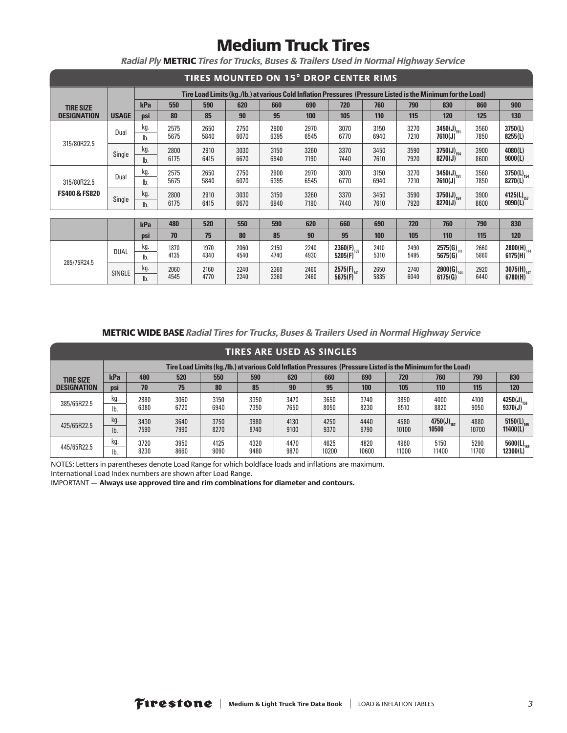# Medium Truck Tires

***Radial Ply* METRIC *Tires for Trucks, Buses & Trailers Used in Normal Highway Service***

## TIRES MOUNTED ON 15° DROP CENTER RIMS

| TIRE SIZE DESIGNATION | USAGE | | Tire Load Limits (kg./lb.) at various Cold Inflation Pressures (Pressure Listed is the Minimum for the Load) | | | | | | | | | | |
|---|---|---|---|---|---|---|---|---|---|---|---|---|---|
| | | kPa | 550 | 590 | 620 | 660 | 690 | 720 | 760 | 790 | 830 | 860 | 900 |
| | | psi | 80 | 85 | 90 | 95 | 100 | 105 | 110 | 115 | 120 | 125 | 130 |
| 315/80R22.5 | Dual | kg. | 2575 | 2650 | 2750 | 2900 | 2970 | 3070 | 3150 | 3270 | **3450(J)** 151 | 3560 | **3750(L)** |
| | | lb. | 5675 | 5840 | 6070 | 6395 | 6545 | 6770 | 6940 | 7210 | **7610(J)** | 7850 | **8255(L)** |
| | Single | kg. | 2800 | 2910 | 3030 | 3150 | 3260 | 3370 | 3450 | 3590 | **3750(J)** 154 | 3900 | **4080(L)** |
| | | lb. | 6175 | 6415 | 6670 | 6940 | 7190 | 7440 | 7610 | 7920 | **8270(J)** | 8600 | **9000(L)** |
| 315/80R22.5 **FS400 & FS820** | Dual | kg. | 2575 | 2650 | 2750 | 2900 | 2970 | 3070 | 3150 | 3270 | **3450(J)** 151 | 3560 | **3750(L)** 154 |
| | | lb. | 5675 | 5840 | 6070 | 6395 | 6545 | 6770 | 6940 | 7210 | **7610(J)** | 7850 | **8270(L)** |
| | Single | kg. | 2800 | 2910 | 3030 | 3150 | 3260 | 3370 | 3450 | 3590 | **3750(J)** 154 | 3900 | **4125(L)** 157 |
| | | lb. | 6175 | 6415 | 6670 | 6940 | 7190 | 7440 | 7610 | 7920 | **8270(J)** | 8600 | **9090(L)** |
| | | kPa | 480 | 520 | 550 | 590 | 620 | 660 | 690 | 720 | 760 | 790 | 830 |
| | | psi | 70 | 75 | 80 | 85 | 90 | 95 | 100 | 105 | 110 | 115 | 120 |
| 285/75R24.5 | DUAL | kg. | 1870 | 1970 | 2060 | 2150 | 2240 | **2360(F)** 138 | 2410 | 2490 | **2575(G)** 141 | 2660 | **2800(H)** 144 |
| | | lb. | 4135 | 4340 | 4540 | 4740 | 4930 | **5205(F)** | 5310 | 5495 | **5675(G)** | 5860 | **6175(H)** |
| | SINGLE | kg. | 2060 | 2160 | 2240 | 2360 | 2460 | **2575(F)** 141 | 2650 | 2740 | **2800(G)** 144 | 2920 | **3075(H)** 147 |
| | | lb. | 4545 | 4770 | 2240 | 2360 | 2460 | **5675(F)** | 5835 | 6040 | **6175(G)** | 6440 | **6780(H)** |

**METRIC WIDE BASE** ***Radial Tires for Trucks, Buses & Trailers Used in Normal Highway Service***

## TIRES ARE USED AS SINGLES

| TIRE SIZE DESIGNATION | | Tire Load Limits (kg./lb.) at various Cold Inflation Pressures (Pressure Listed is the Minimum for the Load) | | | | | | | | | | |
|---|---|---|---|---|---|---|---|---|---|---|---|---|
| | kPa | 480 | 520 | 550 | 590 | 620 | 660 | 690 | 720 | 760 | 790 | 830 |
| | psi | 70 | 75 | 80 | 85 | 90 | 95 | 100 | 105 | 110 | 115 | 120 |
| 385/65R22.5 | kg. | 2880 | 3060 | 3150 | 3350 | 3470 | 3650 | 3740 | 3850 | 4000 | 4100 | **4250(J)** 158 |
| | lb. | 6380 | 6720 | 6940 | 7350 | 7650 | 8050 | 8230 | 8510 | 8820 | 9050 | **9370(J)** |
| 425/65R22.5 | kg. | 3430 | 3640 | 3750 | 3980 | 4130 | 4250 | 4440 | 4580 | **4750(J)** 162 | 4880 | **5150(L)** 165 |
| | lb. | 7590 | 7990 | 8270 | 8740 | 9100 | 9370 | 9790 | 10100 | **10500** | 10700 | **11400(L)** |
| 445/65R22.5 | kg. | 3720 | 3950 | 4125 | 4320 | 4470 | 4625 | 4820 | 4960 | 5150 | 5290 | **5600(L)** 168 |
| | lb. | 8230 | 8660 | 9090 | 9480 | 9870 | 10200 | 10600 | 11000 | 11400 | 11700 | **12300(L)** |

NOTES: Letters in parentheses denote Load Range for which boldface loads and inflations are maximum.
International Load Index numbers are shown after Load Range.
IMPORTANT — **Always use approved tire and rim combinations for diameter and contours.**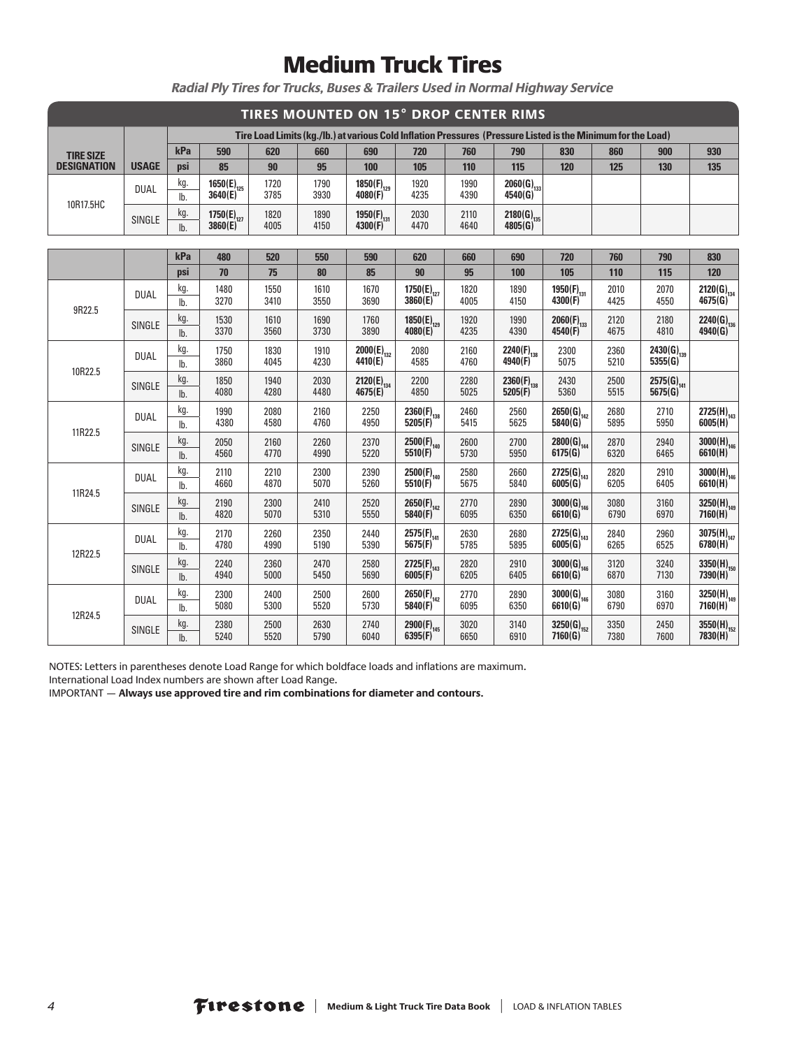# Medium Truck Tires

***Radial Ply Tires for Trucks, Buses & Trailers Used in Normal Highway Service***

## TIRES MOUNTED ON 15° DROP CENTER RIMS

| TIRE SIZE DESIGNATION | USAGE | | Tire Load Limits (kg./lb.) at various Cold Inflation Pressures (Pressure Listed is the Minimum for the Load) | | | | | | | | | | |
|---|---|---|---|---|---|---|---|---|---|---|---|---|---|
| | | **kPa** | **590** | **620** | **660** | **690** | **720** | **760** | **790** | **830** | **860** | **900** | **930** |
| | | **psi** | **85** | **90** | **95** | **100** | **105** | **110** | **115** | **120** | **125** | **130** | **135** |
| 10R17.5HC | DUAL | kg. | **1650(E)** 125 | 1720 | 1790 | **1850(F)** 129 | 1920 | 1990 | **2060(G)** 133 | | | | |
| | | lb. | **3640(E)** | 3785 | 3930 | **4080(F)** | 4235 | 4390 | **4540(G)** | | | | |
| | SINGLE | kg. | **1750(E)** 127 | 1820 | 1890 | **1950(F)** 131 | 2030 | 2110 | **2180(G)** 135 | | | | |
| | | lb. | **3860(E)** | 4005 | 4150 | **4300(F)** | 4470 | 4640 | **4805(G)** | | | | |

| | | **kPa** | **480** | **520** | **550** | **590** | **620** | **660** | **690** | **720** | **760** | **790** | **830** |
|---|---|---|---|---|---|---|---|---|---|---|---|---|---|
| | | **psi** | **70** | **75** | **80** | **85** | **90** | **95** | **100** | **105** | **110** | **115** | **120** |
| 9R22.5 | DUAL | kg. | 1480 | 1550 | 1610 | 1670 | **1750(E)** 127 | 1820 | 1890 | **1950(F)** 131 | 2010 | 2070 | **2120(G)** 134 |
| | | lb. | 3270 | 3410 | 3550 | 3690 | **3860(E)** | 4005 | 4150 | **4300(F)** | 4425 | 4550 | **4675(G)** |
| | SINGLE | kg. | 1530 | 1610 | 1690 | 1760 | **1850(E)** 129 | 1920 | 1990 | **2060(F)** 133 | 2120 | 2180 | **2240(G)** 136 |
| | | lb. | 3370 | 3560 | 3730 | 3890 | **4080(E)** | 4235 | 4390 | **4540(F)** | 4675 | 4810 | **4940(G)** |
| 10R22.5 | DUAL | kg. | 1750 | 1830 | 1910 | **2000(E)** 132 | 2080 | 2160 | **2240(F)** 138 | 2300 | 2360 | **2430(G)** 139 | |
| | | lb. | 3860 | 4045 | 4230 | **4410(E)** | 4585 | 4760 | **4940(F)** | 5075 | 5210 | **5355(G)** | |
| | SINGLE | kg. | 1850 | 1940 | 2030 | **2120(E)** 134 | 2200 | 2280 | **2360(F)** 138 | 2430 | 2500 | **2575(G)** 141 | |
| | | lb. | 4080 | 4280 | 4480 | **4675(E)** | 4850 | 5025 | **5205(F)** | 5360 | 5515 | **5675(G)** | |
| 11R22.5 | DUAL | kg. | 1990 | 2080 | 2160 | 2250 | **2360(F)** 138 | 2460 | 2560 | **2650(G)** 142 | 2680 | 2710 | **2725(H)** 143 |
| | | lb. | 4380 | 4580 | 4760 | 4950 | **5205(F)** | 5415 | 5625 | **5840(G)** | 5895 | 5950 | **6005(H)** |
| | SINGLE | kg. | 2050 | 2160 | 2260 | 2370 | **2500(F)** 140 | 2600 | 2700 | **2800(G)** 144 | 2870 | 2940 | **3000(H)** 146 |
| | | lb. | 4560 | 4770 | 4990 | 5220 | **5510(F)** | 5730 | 5950 | **6175(G)** | 6320 | 6465 | **6610(H)** |
| 11R24.5 | DUAL | kg. | 2110 | 2210 | 2300 | 2390 | **2500(F)** 140 | 2580 | 2660 | **2725(G)** 143 | 2820 | 2910 | **3000(H)** 146 |
| | | lb. | 4660 | 4870 | 5070 | 5260 | **5510(F)** | 5675 | 5840 | **6005(G)** | 6205 | 6405 | **6610(H)** |
| | SINGLE | kg. | 2190 | 2300 | 2410 | 2520 | **2650(F)** 142 | 2770 | 2890 | **3000(G)** 146 | 3080 | 3160 | **3250(H)** 149 |
| | | lb. | 4820 | 5070 | 5310 | 5550 | **5840(F)** | 6095 | 6350 | **6610(G)** | 6790 | 6970 | **7160(H)** |
| 12R22.5 | DUAL | kg. | 2170 | 2260 | 2350 | 2440 | **2575(F)** 141 | 2630 | 2680 | **2725(G)** 143 | 2840 | 2960 | **3075(H)** 147 |
| | | lb. | 4780 | 4990 | 5190 | 5390 | **5675(F)** | 5785 | 5895 | **6005(G)** | 6265 | 6525 | **6780(H)** |
| | SINGLE | kg. | 2240 | 2360 | 2470 | 2580 | **2725(F)** 143 | 2820 | 2910 | **3000(G)** 146 | 3120 | 3240 | **3350(H)** 150 |
| | | lb. | 4940 | 5000 | 5450 | 5690 | **6005(F)** | 6205 | 6405 | **6610(G)** | 6870 | 7130 | **7390(H)** |
| 12R24.5 | DUAL | kg. | 2300 | 2400 | 2500 | 2600 | **2650(F)** 142 | 2770 | 2890 | **3000(G)** 146 | 3080 | 3160 | **3250(H)** 149 |
| | | lb. | 5080 | 5300 | 5520 | 5730 | **5840(F)** | 6095 | 6350 | **6610(G)** | 6790 | 6970 | **7160(H)** |
| | SINGLE | kg. | 2380 | 2500 | 2630 | 2740 | **2900(F)** 145 | 3020 | 3140 | **3250(G)** 152 | 3350 | 2450 | **3550(H)** 152 |
| | | lb. | 5240 | 5520 | 5790 | 6040 | **6395(F)** | 6650 | 6910 | **7160(G)** | 7380 | 7600 | **7830(H)** |

NOTES: Letters in parentheses denote Load Range for which boldface loads and inflations are maximum.
International Load Index numbers are shown after Load Range.
IMPORTANT — **Always use approved tire and rim combinations for diameter and contours.**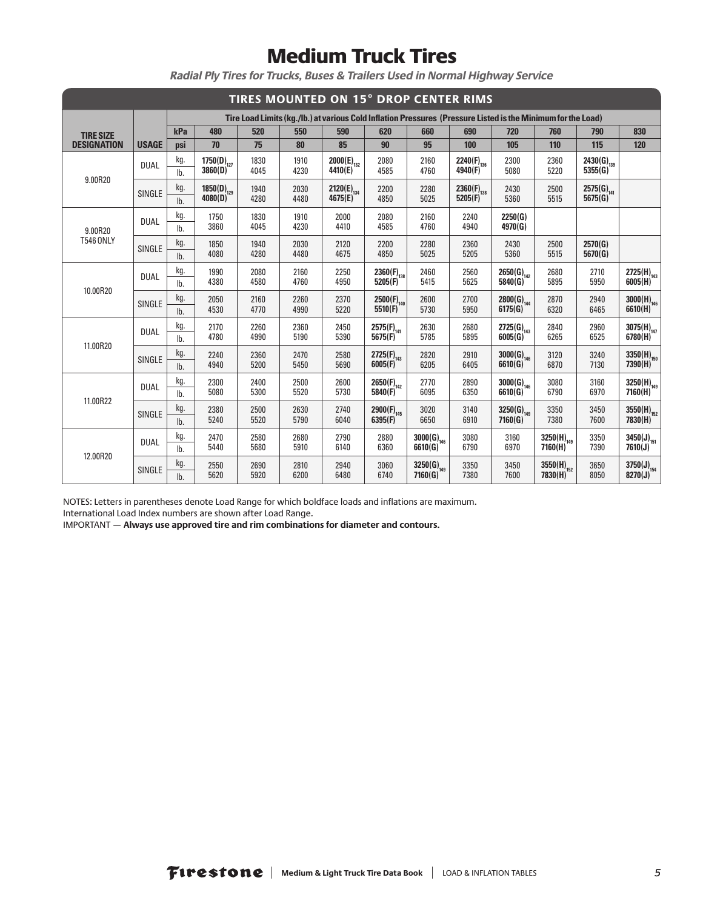# Medium Truck Tires

***Radial Ply Tires for Trucks, Buses & Trailers Used in Normal Highway Service***

## TIRES MOUNTED ON 15° DROP CENTER RIMS

| TIRE SIZE DESIGNATION | USAGE | | Tire Load Limits (kg./lb.) at various Cold Inflation Pressures (Pressure Listed is the Minimum for the Load) | | | | | | | | | | |
|---|---|---|---|---|---|---|---|---|---|---|---|---|---|
| | | kPa | 480 | 520 | 550 | 590 | 620 | 660 | 690 | 720 | 760 | 790 | 830 |
| | | psi | 70 | 75 | 80 | 85 | 90 | 95 | 100 | 105 | 110 | 115 | 120 |
| 9.00R20 | DUAL | kg. | **1750(D)** 127 | 1830 | 1910 | **2000(E)** 132 | 2080 | 2160 | **2240(F)** 136 | 2300 | 2360 | **2430(G)** 139 | |
| | | lb. | **3860(D)** | 4045 | 4230 | **4410(E)** | 4585 | 4760 | **4940(F)** | 5080 | 5220 | **5355(G)** | |
| | SINGLE | kg. | **1850(D)** 129 | 1940 | 2030 | **2120(E)** 134 | 2200 | 2280 | **2360(F)** 138 | 2430 | 2500 | **2575(G)** 141 | |
| | | lb. | **4080(D)** | 4280 | 4480 | **4675(E)** | 4850 | 5025 | **5205(F)** | 5360 | 5515 | **5675(G)** | |
| 9.00R20 T546 ONLY | DUAL | kg. | 1750 | 1830 | 1910 | 2000 | 2080 | 2160 | 2240 | **2250(G)** | | | |
| | | lb. | 3860 | 4045 | 4230 | 4410 | 4585 | 4760 | 4940 | **4970(G)** | | | |
| | SINGLE | kg. | 1850 | 1940 | 2030 | 2120 | 2200 | 2280 | 2360 | 2430 | 2500 | **2570(G)** | |
| | | lb. | 4080 | 4280 | 4480 | 4675 | 4850 | 5025 | 5205 | 5360 | 5515 | **5670(G)** | |
| 10.00R20 | DUAL | kg. | 1990 | 2080 | 2160 | 2250 | **2360(F)** 138 | 2460 | 2560 | **2650(G)** 142 | 2680 | 2710 | **2725(H)** 143 |
| | | lb. | 4380 | 4580 | 4760 | 4950 | **5205(F)** | 5415 | 5625 | **5840(G)** | 5895 | 5950 | **6005(H)** |
| | SINGLE | kg. | 2050 | 2160 | 2260 | 2370 | **2500(F)** 140 | 2600 | 2700 | **2800(G)** 144 | 2870 | 2940 | **3000(H)** 146 |
| | | lb. | 4530 | 4770 | 4990 | 5220 | **5510(F)** | 5730 | 5950 | **6175(G)** | 6320 | 6465 | **6610(H)** |
| 11.00R20 | DUAL | kg. | 2170 | 2260 | 2360 | 2450 | **2575(F)** 141 | 2630 | 2680 | **2725(G)** 143 | 2840 | 2960 | **3075(H)** 147 |
| | | lb. | 4780 | 4990 | 5190 | 5390 | **5675(F)** | 5785 | 5895 | **6005(G)** | 6265 | 6525 | **6780(H)** |
| | SINGLE | kg. | 2240 | 2360 | 2470 | 2580 | **2725(F)** 143 | 2820 | 2910 | **3000(G)** 146 | 3120 | 3240 | **3350(H)** 150 |
| | | lb. | 4940 | 5200 | 5450 | 5690 | **6005(F)** | 6205 | 6405 | **6610(G)** | 6870 | 7130 | **7390(H)** |
| 11.00R22 | DUAL | kg. | 2300 | 2400 | 2500 | 2600 | **2650(F)** 142 | 2770 | 2890 | **3000(G)** 146 | 3080 | 3160 | **3250(H)** 149 |
| | | lb. | 5080 | 5300 | 5520 | 5730 | **5840(F)** | 6095 | 6350 | **6610(G)** | 6790 | 6970 | **7160(H)** |
| | SINGLE | kg. | 2380 | 2500 | 2630 | 2740 | **2900(F)** 145 | 3020 | 3140 | **3250(G)** 149 | 3350 | 3450 | **3550(H)** 152 |
| | | lb. | 5240 | 5520 | 5790 | 6040 | **6395(F)** | 6650 | 6910 | **7160(G)** | 7380 | 7600 | **7830(H)** |
| 12.00R20 | DUAL | kg. | 2470 | 2580 | 2680 | 2790 | 2880 | **3000(G)** 146 | 3080 | 3160 | **3250(H)** 149 | 3350 | **3450(J)** 151 |
| | | lb. | 5440 | 5680 | 5910 | 6140 | 6360 | **6610(G)** | 6790 | 6970 | **7160(H)** | 7390 | **7610(J)** |
| | SINGLE | kg. | 2550 | 2690 | 2810 | 2940 | 3060 | **3250(G)** 149 | 3350 | 3450 | **3550(H)** 152 | 3650 | **3750(J)** 154 |
| | | lb. | 5620 | 5920 | 6200 | 6480 | 6740 | **7160(G)** | 7380 | 7600 | **7830(H)** | 8050 | **8270(J)** |

NOTES: Letters in parentheses denote Load Range for which boldface loads and inflations are maximum.

International Load Index numbers are shown after Load Range.

IMPORTANT — **Always use approved tire and rim combinations for diameter and contours.**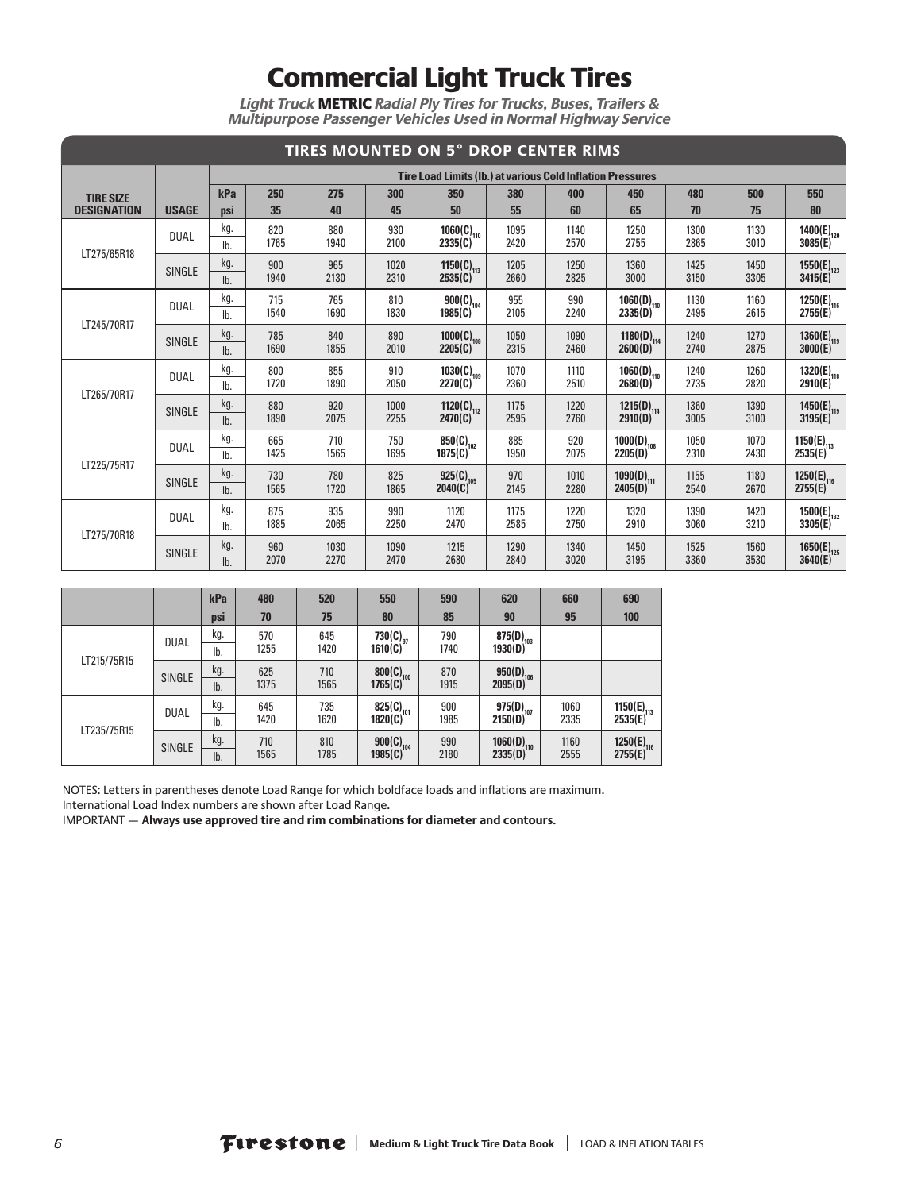# Commercial Light Truck Tires

***Light Truck* METRIC *Radial Ply Tires for Trucks, Buses, Trailers & Multipurpose Passenger Vehicles Used in Normal Highway Service***

## TIRES MOUNTED ON 5° DROP CENTER RIMS

| TIRE SIZE DESIGNATION | USAGE | | Tire Load Limits (lb.) at various Cold Inflation Pressures | | | | | | | | | |
|---|---|---|---|---|---|---|---|---|---|---|---|---|
| | | kPa | 250 | 275 | 300 | 350 | 380 | 400 | 450 | 480 | 500 | 550 |
| | | psi | 35 | 40 | 45 | 50 | 55 | 60 | 65 | 70 | 75 | 80 |
| LT275/65R18 | DUAL | kg. | 820 | 880 | 930 | **1060(C)**$_{110}$ | 1095 | 1140 | 1250 | 1300 | 1130 | **1400(E)**$_{120}$ |
| | | lb. | 1765 | 1940 | 2100 | **2335(C)** | 2420 | 2570 | 2755 | 2865 | 3010 | **3085(E)** |
| | SINGLE | kg. | 900 | 965 | 1020 | **1150(C)**$_{113}$ | 1205 | 1250 | 1360 | 1425 | 1450 | **1550(E)**$_{123}$ |
| | | lb. | 1940 | 2130 | 2310 | **2535(C)** | 2660 | 2825 | 3000 | 3150 | 3305 | **3415(E)** |
| LT245/70R17 | DUAL | kg. | 715 | 765 | 810 | **900(C)**$_{104}$ | 955 | 990 | **1060(D)**$_{110}$ | 1130 | 1160 | **1250(E)**$_{116}$ |
| | | lb. | 1540 | 1690 | 1830 | **1985(C)** | 2105 | 2240 | **2335(D)** | 2495 | 2615 | **2755(E)** |
| | SINGLE | kg. | 785 | 840 | 890 | **1000(C)**$_{108}$ | 1050 | 1090 | **1180(D)**$_{114}$ | 1240 | 1270 | **1360(E)**$_{119}$ |
| | | lb. | 1690 | 1855 | 2010 | **2205(C)** | 2315 | 2460 | **2600(D)** | 2740 | 2875 | **3000(E)** |
| LT265/70R17 | DUAL | kg. | 800 | 855 | 910 | **1030(C)**$_{109}$ | 1070 | 1110 | **1060(D)**$_{110}$ | 1240 | 1260 | **1320(E)**$_{118}$ |
| | | lb. | 1720 | 1890 | 2050 | **2270(C)** | 2360 | 2510 | **2680(D)** | 2735 | 2820 | **2910(E)** |
| | SINGLE | kg. | 880 | 920 | 1000 | **1120(C)**$_{112}$ | 1175 | 1220 | **1215(D)**$_{114}$ | 1360 | 1390 | **1450(E)**$_{119}$ |
| | | lb. | 1890 | 2075 | 2255 | **2470(C)** | 2595 | 2760 | **2910(D)** | 3005 | 3100 | **3195(E)** |
| LT225/75R17 | DUAL | kg. | 665 | 710 | 750 | **850(C)**$_{102}$ | 885 | 920 | **1000(D)**$_{108}$ | 1050 | 1070 | **1150(E)**$_{113}$ |
| | | lb. | 1425 | 1565 | 1695 | **1875(C)** | 1950 | 2075 | **2205(D)** | 2310 | 2430 | **2535(E)** |
| | SINGLE | kg. | 730 | 780 | 825 | **925(C)**$_{105}$ | 970 | 1010 | **1090(D)**$_{111}$ | 1155 | 1180 | **1250(E)**$_{116}$ |
| | | lb. | 1565 | 1720 | 1865 | **2040(C)** | 2145 | 2280 | **2405(D)** | 2540 | 2670 | **2755(E)** |
| LT275/70R18 | DUAL | kg. | 875 | 935 | 990 | 1120 | 1175 | 1220 | 1320 | 1390 | 1420 | **1500(E)**$_{132}$ |
| | | lb. | 1885 | 2065 | 2250 | 2470 | 2585 | 2750 | 2910 | 3060 | 3210 | **3305(E)** |
| | SINGLE | kg. | 960 | 1030 | 1090 | 1215 | 1290 | 1340 | 1450 | 1525 | 1560 | **1650(E)**$_{125}$ |
| | | lb. | 2070 | 2270 | 2470 | 2680 | 2840 | 3020 | 3195 | 3360 | 3530 | **3640(E)** |

| | | kPa | 480 | 520 | 550 | 590 | 620 | 660 | 690 |
|---|---|---|---|---|---|---|---|---|---|
| | | psi | 70 | 75 | 80 | 85 | 90 | 95 | 100 |
| LT215/75R15 | DUAL | kg. | 570 | 645 | **730(C)**$_{97}$ | 790 | **875(D)**$_{103}$ | | |
| | | lb. | 1255 | 1420 | **1610(C)** | 1740 | **1930(D)** | | |
| | SINGLE | kg. | 625 | 710 | **800(C)**$_{100}$ | 870 | **950(D)**$_{106}$ | | |
| | | lb. | 1375 | 1565 | **1765(C)** | 1915 | **2095(D)** | | |
| LT235/75R15 | DUAL | kg. | 645 | 735 | **825(C)**$_{101}$ | 900 | **975(D)**$_{107}$ | 1060 | **1150(E)**$_{113}$ |
| | | lb. | 1420 | 1620 | **1820(C)** | 1985 | **2150(D)** | 2335 | **2535(E)** |
| | SINGLE | kg. | 710 | 810 | **900(C)**$_{104}$ | 990 | **1060(D)**$_{110}$ | 1160 | **1250(E)**$_{116}$ |
| | | lb. | 1565 | 1785 | **1985(C)** | 2180 | **2335(D)** | 2555 | **2755(E)** |

NOTES: Letters in parentheses denote Load Range for which boldface loads and inflations are maximum.
International Load Index numbers are shown after Load Range.
IMPORTANT — **Always use approved tire and rim combinations for diameter and contours.**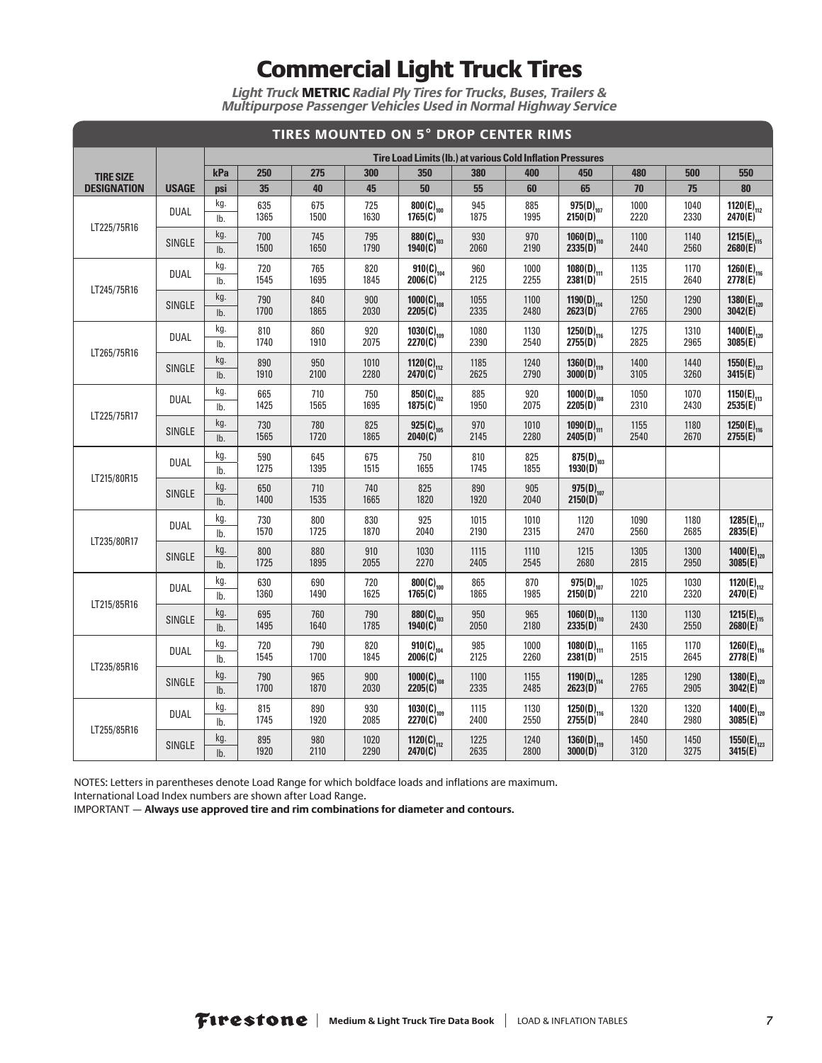# Commercial Light Truck Tires

***Light Truck* METRIC *Radial Ply Tires for Trucks, Buses, Trailers & Multipurpose Passenger Vehicles Used in Normal Highway Service***

## TIRES MOUNTED ON 5° DROP CENTER RIMS

| TIRE SIZE DESIGNATION | USAGE | | Tire Load Limits (lb.) at various Cold Inflation Pressures | | | | | | | | | |
|---|---|---|---|---|---|---|---|---|---|---|---|---|
| | | kPa | 250 | 275 | 300 | 350 | 380 | 400 | 450 | 480 | 500 | 550 |
| | | psi | 35 | 40 | 45 | 50 | 55 | 60 | 65 | 70 | 75 | 80 |
| LT225/75R16 | DUAL | kg. | 635 | 675 | 725 | **800(C)** 100 | 945 | 885 | **975(D)** 107 | 1000 | 1040 | **1120(E)** 112 |
| | | lb. | 1365 | 1500 | 1630 | **1765(C)** | 1875 | 1995 | **2150(D)** | 2220 | 2330 | **2470(E)** |
| | SINGLE | kg. | 700 | 745 | 795 | **880(C)** 103 | 930 | 970 | **1060(D)** 110 | 1100 | 1140 | **1215(E)** 115 |
| | | lb. | 1500 | 1650 | 1790 | **1940(C)** | 2060 | 2190 | **2335(D)** | 2440 | 2560 | **2680(E)** |
| LT245/75R16 | DUAL | kg. | 720 | 765 | 820 | **910(C)** 104 | 960 | 1000 | **1080(D)** 111 | 1135 | 1170 | **1260(E)** 116 |
| | | lb. | 1545 | 1695 | 1845 | **2006(C)** | 2125 | 2255 | **2381(D)** | 2515 | 2640 | **2778(E)** |
| | SINGLE | kg. | 790 | 840 | 900 | **1000(C)** 108 | 1055 | 1100 | **1190(D)** 114 | 1250 | 1290 | **1380(E)** 120 |
| | | lb. | 1700 | 1865 | 2030 | **2205(C)** | 2335 | 2480 | **2623(D)** | 2765 | 2900 | **3042(E)** |
| LT265/75R16 | DUAL | kg. | 810 | 860 | 920 | **1030(C)** 109 | 1080 | 1130 | **1250(D)** 116 | 1275 | 1310 | **1400(E)** 120 |
| | | lb. | 1740 | 1910 | 2075 | **2270(C)** | 2390 | 2540 | **2755(D)** | 2825 | 2965 | **3085(E)** |
| | SINGLE | kg. | 890 | 950 | 1010 | **1120(C)** 112 | 1185 | 1240 | **1360(D)** 119 | 1400 | 1440 | **1550(E)** 123 |
| | | lb. | 1910 | 2100 | 2280 | **2470(C)** | 2625 | 2790 | **3000(D)** | 3105 | 3260 | **3415(E)** |
| LT225/75R17 | DUAL | kg. | 665 | 710 | 750 | **850(C)** 102 | 885 | 920 | **1000(D)** 108 | 1050 | 1070 | **1150(E)** 113 |
| | | lb. | 1425 | 1565 | 1695 | **1875(C)** | 1950 | 2075 | **2205(D)** | 2310 | 2430 | **2535(E)** |
| | SINGLE | kg. | 730 | 780 | 825 | **925(C)** 105 | 970 | 1010 | **1090(D)** 111 | 1155 | 1180 | **1250(E)** 116 |
| | | lb. | 1565 | 1720 | 1865 | **2040(C)** | 2145 | 2280 | **2405(D)** | 2540 | 2670 | **2755(E)** |
| LT215/80R15 | DUAL | kg. | 590 | 645 | 675 | 750 | 810 | 825 | **875(D)** 103 | | | |
| | | lb. | 1275 | 1395 | 1515 | 1655 | 1745 | 1855 | **1930(D)** | | | |
| | SINGLE | kg. | 650 | 710 | 740 | 825 | 890 | 905 | **975(D)** 107 | | | |
| | | lb. | 1400 | 1535 | 1665 | 1820 | 1920 | 2040 | **2150(D)** | | | |
| LT235/80R17 | DUAL | kg. | 730 | 800 | 830 | 925 | 1015 | 1010 | 1120 | 1090 | 1180 | **1285(E)** 117 |
| | | lb. | 1570 | 1725 | 1870 | 2040 | 2190 | 2315 | 2470 | 2560 | 2685 | **2835(E)** |
| | SINGLE | kg. | 800 | 880 | 910 | 1030 | 1115 | 1110 | 1215 | 1305 | 1300 | **1400(E)** 120 |
| | | lb. | 1725 | 1895 | 2055 | 2270 | 2405 | 2545 | 2680 | 2815 | 2950 | **3085(E)** |
| LT215/85R16 | DUAL | kg. | 630 | 690 | 720 | **800(C)** 100 | 865 | 870 | **975(D)** 107 | 1025 | 1030 | **1120(E)** 112 |
| | | lb. | 1360 | 1490 | 1625 | **1765(C)** | 1865 | 1985 | **2150(D)** | 2210 | 2320 | **2470(E)** |
| | SINGLE | kg. | 695 | 760 | 790 | **880(C)** 103 | 950 | 965 | **1060(D)** 110 | 1130 | 1130 | **1215(E)** 115 |
| | | lb. | 1495 | 1640 | 1785 | **1940(C)** | 2050 | 2180 | **2335(D)** | 2430 | 2550 | **2680(E)** |
| LT235/85R16 | DUAL | kg. | 720 | 790 | 820 | **910(C)** 104 | 985 | 1000 | **1080(D)** 111 | 1165 | 1170 | **1260(E)** 116 |
| | | lb. | 1545 | 1700 | 1845 | **2006(C)** | 2125 | 2260 | **2381(D)** | 2515 | 2645 | **2778(E)** |
| | SINGLE | kg. | 790 | 965 | 900 | **1000(C)** 108 | 1100 | 1155 | **1190(D)** 114 | 1285 | 1290 | **1380(E)** 120 |
| | | lb. | 1700 | 1870 | 2030 | **2205(C)** | 2335 | 2485 | **2623(D)** | 2765 | 2905 | **3042(E)** |
| LT255/85R16 | DUAL | kg. | 815 | 890 | 930 | **1030(C)** 109 | 1115 | 1130 | **1250(D)** 116 | 1320 | 1320 | **1400(E)** 120 |
| | | lb. | 1745 | 1920 | 2085 | **2270(C)** | 2400 | 2550 | **2755(D)** | 2840 | 2980 | **3085(E)** |
| | SINGLE | kg. | 895 | 980 | 1020 | **1120(C)** 112 | 1225 | 1240 | **1360(D)** 119 | 1450 | 1450 | **1550(E)** 123 |
| | | lb. | 1920 | 2110 | 2290 | **2470(C)** | 2635 | 2800 | **3000(D)** | 3120 | 3275 | **3415(E)** |

NOTES: Letters in parentheses denote Load Range for which boldface loads and inflations are maximum.
International Load Index numbers are shown after Load Range.
IMPORTANT — **Always use approved tire and rim combinations for diameter and contours.**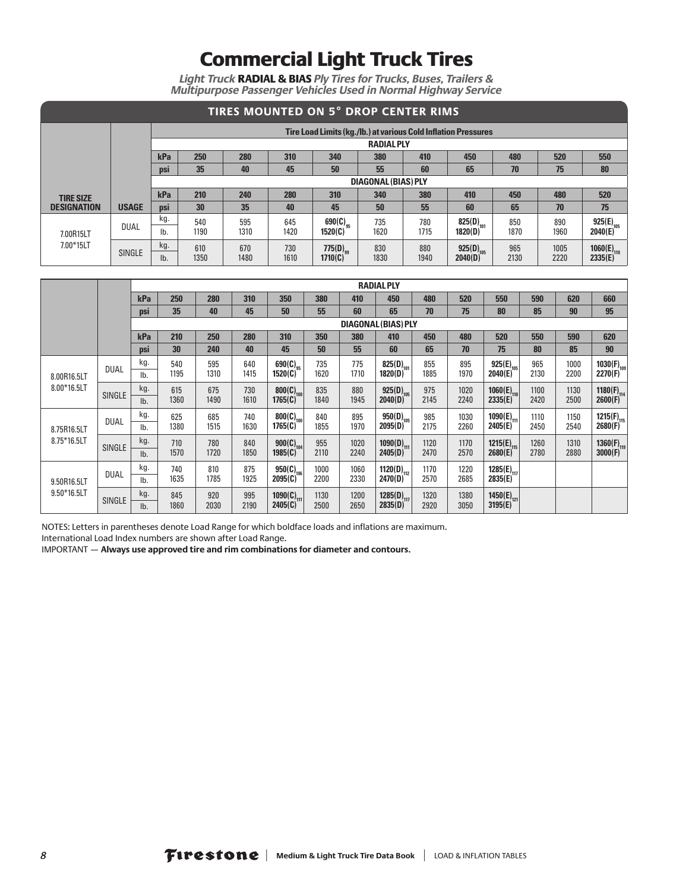# Commercial Light Truck Tires

***Light Truck* RADIAL & BIAS *Ply Tires for Trucks, Buses, Trailers & Multipurpose Passenger Vehicles Used in Normal Highway Service***

## TIRES MOUNTED ON 5° DROP CENTER RIMS

| | | | Tire Load Limits (kg./lb.) at various Cold Inflation Pressures | | | | | | | | | |
|---|---|---|---|---|---|---|---|---|---|---|---|---|
| | | | **RADIAL PLY** | | | | | | | | | |
| | | **kPa** | **250** | **280** | **310** | **340** | **380** | **410** | **450** | **480** | **520** | **550** |
| | | **psi** | **35** | **40** | **45** | **50** | **55** | **60** | **65** | **70** | **75** | **80** |
| | | | **DIAGONAL (BIAS) PLY** | | | | | | | | | |
| **TIRE SIZE DESIGNATION** | **USAGE** | **kPa** | **210** | **240** | **280** | **310** | **340** | **380** | **410** | **450** | **480** | **520** |
| | | **psi** | **30** | **35** | **40** | **45** | **50** | **55** | **60** | **65** | **70** | **75** |
| 7.00R15LT 7.00*15LT | DUAL | kg. | 540 | 595 | 645 | **690(C)** 95 | 735 | 780 | **825(D)** 101 | 850 | 890 | **925(E)** 105 |
| | | lb. | 1190 | 1310 | 1420 | **1520(C)** | 1620 | 1715 | **1820(D)** | 1870 | 1960 | **2040(E)** |
| | SINGLE | kg. | 610 | 670 | 730 | **775(D)** 99 | 830 | 880 | **925(D)** 105 | 965 | 1005 | **1060(E)** 110 |
| | | lb. | 1350 | 1480 | 1610 | **1710(C)** | 1830 | 1940 | **2040(D)** | 2130 | 2220 | **2335(E)** |

| | | | **RADIAL PLY** | | | | | | | | | | | | |
|---|---|---|---|---|---|---|---|---|---|---|---|---|---|---|---|
| | | **kPa** | **250** | **280** | **310** | **350** | **380** | **410** | **450** | **480** | **520** | **550** | **590** | **620** | **660** |
| | | **psi** | **35** | **40** | **45** | **50** | **55** | **60** | **65** | **70** | **75** | **80** | **85** | **90** | **95** |
| | | | **DIAGONAL (BIAS) PLY** | | | | | | | | | | | | |
| | | **kPa** | **210** | **250** | **280** | **310** | **350** | **380** | **410** | **450** | **480** | **520** | **550** | **590** | **620** |
| | | **psi** | **30** | **240** | **40** | **45** | **50** | **55** | **60** | **65** | **70** | **75** | **80** | **85** | **90** |
| 8.00R16.5LT 8.00*16.5LT | DUAL | kg. | 540 | 595 | 640 | **690(C)** 95 | 735 | 775 | **825(D)** 101 | 855 | 895 | **925(E)** 105 | 965 | 1000 | **1030(F)** 109 |
| | | lb. | 1195 | 1310 | 1415 | **1520(C)** | 1620 | 1710 | **1820(D)** | 1885 | 1970 | **2040(E)** | 2130 | 2200 | **2270(F)** |
| | SINGLE | kg. | 615 | 675 | 730 | **800(C)** 100 | 835 | 880 | **925(D)** 105 | 975 | 1020 | **1060(E)** 110 | 1100 | 1130 | **1180(F)** 114 |
| | | lb. | 1360 | 1490 | 1610 | **1765(C)** | 1840 | 1945 | **2040(D)** | 2145 | 2240 | **2335(E)** | 2420 | 2500 | **2600(F)** |
| 8.75R16.5LT 8.75*16.5LT | DUAL | kg. | 625 | 685 | 740 | **800(C)** 100 | 840 | 895 | **950(D)** 105 | 985 | 1030 | **1090(E)** 111 | 1110 | 1150 | **1215(F)** 115 |
| | | lb. | 1380 | 1515 | 1630 | **1765(C)** | 1855 | 1970 | **2095(D)** | 2175 | 2260 | **2405(E)** | 2450 | 2540 | **2680(F)** |
| | SINGLE | kg. | 710 | 780 | 840 | **900(C)** 104 | 955 | 1020 | **1090(D)** 111 | 1120 | 1170 | **1215(E)** 115 | 1260 | 1310 | **1360(F)** 119 |
| | | lb. | 1570 | 1720 | 1850 | **1985(C)** | 2110 | 2240 | **2405(D)** | 2470 | 2570 | **2680(E)** | 2780 | 2880 | **3000(F)** |
| 9.50R16.5LT 9.50*16.5LT | DUAL | kg. | 740 | 810 | 875 | **950(C)** 106 | 1000 | 1060 | **1120(D)** 112 | 1170 | 1220 | **1285(E)** 117 | | | |
| | | lb. | 1635 | 1785 | 1925 | **2095(C)** | 2200 | 2330 | **2470(D)** | 2570 | 2685 | **2835(E)** | | | |
| | SINGLE | kg. | 845 | 920 | 995 | **1090(C)** 111 | 1130 | 1200 | **1285(D)** 117 | 1320 | 1380 | **1450(E)** 121 | | | |
| | | lb. | 1860 | 2030 | 2190 | **2405(C)** | 2500 | 2650 | **2835(D)** | 2920 | 3050 | **3195(E)** | | | |

NOTES: Letters in parentheses denote Load Range for which boldface loads and inflations are maximum.
International Load Index numbers are shown after Load Range.
IMPORTANT — **Always use approved tire and rim combinations for diameter and contours.**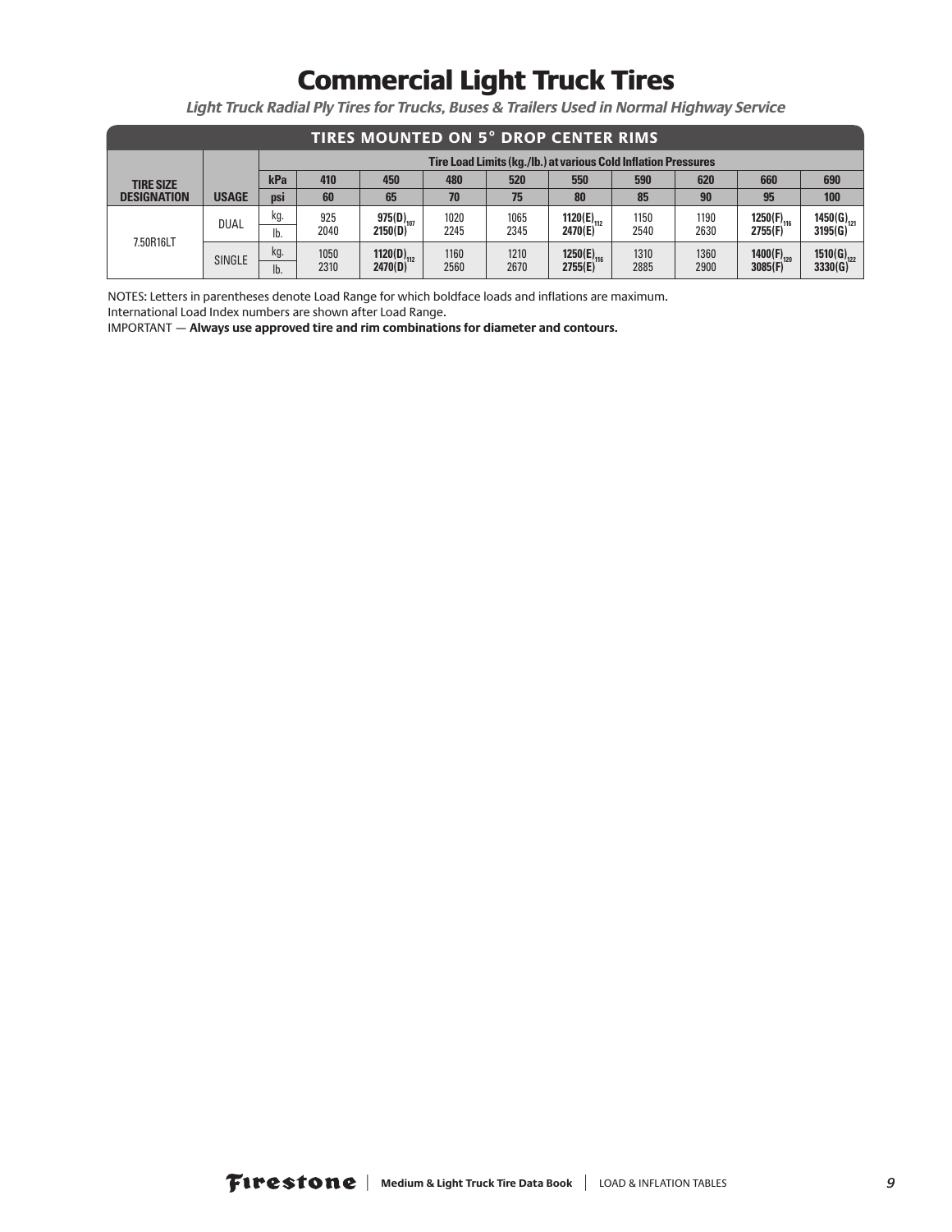# Commercial Light Truck Tires

***Light Truck Radial Ply Tires for Trucks, Buses & Trailers Used in Normal Highway Service***

| TIRES MOUNTED ON 5° DROP CENTER RIMS | | | | | | | | | | | |
|---|---|---|---|---|---|---|---|---|---|---|---|
| | | | Tire Load Limits (kg./lb.) at various Cold Inflation Pressures | | | | | | | | |
| **TIRE SIZE DESIGNATION** | **USAGE** | **kPa** | **410** | **450** | **480** | **520** | **550** | **590** | **620** | **660** | **690** |
| | | **psi** | **60** | **65** | **70** | **75** | **80** | **85** | **90** | **95** | **100** |
| 7.50R16LT | DUAL | kg. | 925 | **975(D)** 107 | 1020 | 1065 | **1120(E)** 112 | 1150 | 1190 | **1250(F)** 116 | **1450(G)** 121 |
| | | lb. | 2040 | **2150(D)** | 2245 | 2345 | **2470(E)** | 2540 | 2630 | **2755(F)** | **3195(G)** |
| | SINGLE | kg. | 1050 | **1120(D)** 112 | 1160 | 1210 | **1250(E)** 116 | 1310 | 1360 | **1400(F)** 120 | **1510(G)** 122 |
| | | lb. | 2310 | **2470(D)** | 2560 | 2670 | **2755(E)** | 2885 | 2900 | **3085(F)** | **3330(G)** |

NOTES: Letters in parentheses denote Load Range for which boldface loads and inflations are maximum.
International Load Index numbers are shown after Load Range.
IMPORTANT — **Always use approved tire and rim combinations for diameter and contours.**